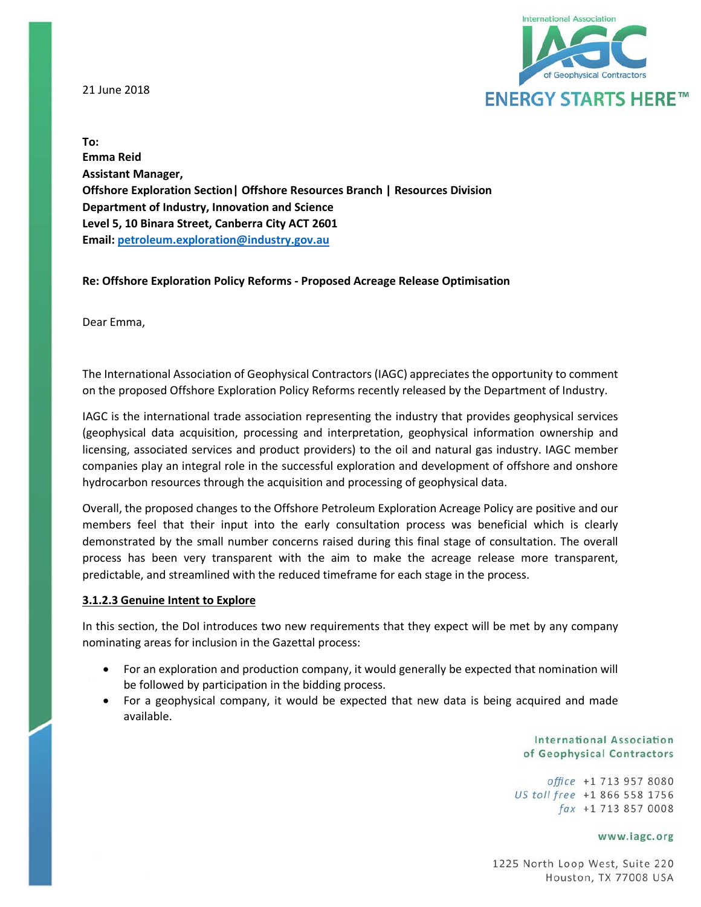21 June 2018

**To:**
**Emma Reid**
**Assistant Manager,**
**Offshore Exploration Section| Offshore Resources Branch | Resources Division**
**Department of Industry, Innovation and Science**
**Level 5, 10 Binara Street, Canberra City ACT 2601**
**Email: petroleum.exploration@industry.gov.au**

**Re: Offshore Exploration Policy Reforms - Proposed Acreage Release Optimisation**

Dear Emma,

The International Association of Geophysical Contractors (IAGC) appreciates the opportunity to comment on the proposed Offshore Exploration Policy Reforms recently released by the Department of Industry.

IAGC is the international trade association representing the industry that provides geophysical services (geophysical data acquisition, processing and interpretation, geophysical information ownership and licensing, associated services and product providers) to the oil and natural gas industry. IAGC member companies play an integral role in the successful exploration and development of offshore and onshore hydrocarbon resources through the acquisition and processing of geophysical data.

Overall, the proposed changes to the Offshore Petroleum Exploration Acreage Policy are positive and our members feel that their input into the early consultation process was beneficial which is clearly demonstrated by the small number concerns raised during this final stage of consultation. The overall process has been very transparent with the aim to make the acreage release more transparent, predictable, and streamlined with the reduced timeframe for each stage in the process.

**3.1.2.3 Genuine Intent to Explore**

In this section, the DoI introduces two new requirements that they expect will be met by any company nominating areas for inclusion in the Gazettal process:

- For an exploration and production company, it would generally be expected that nomination will be followed by participation in the bidding process.
- For a geophysical company, it would be expected that new data is being acquired and made available.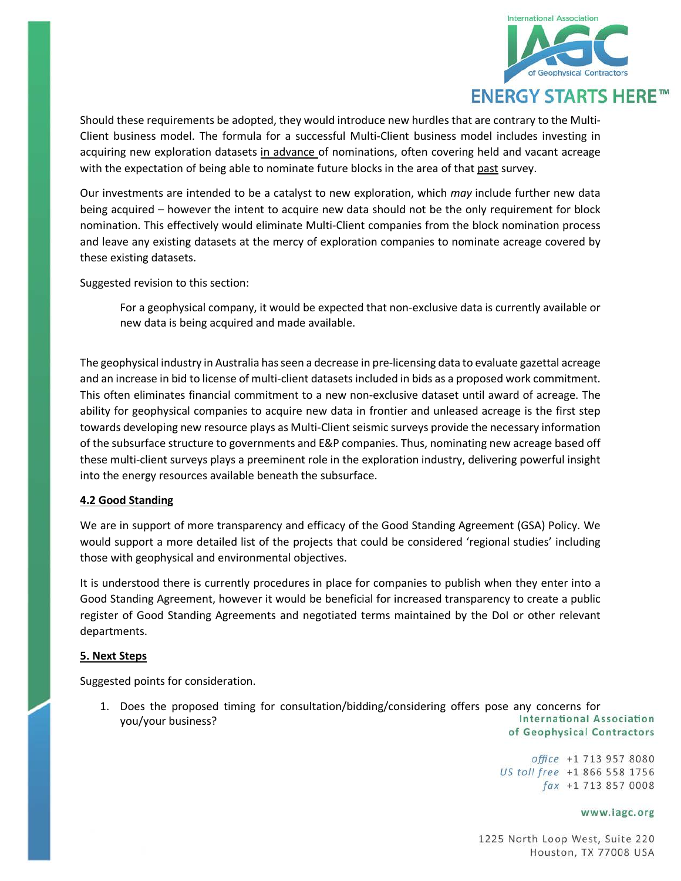Should these requirements be adopted, they would introduce new hurdles that are contrary to the Multi-Client business model. The formula for a successful Multi-Client business model includes investing in acquiring new exploration datasets <u>in advance</u> of nominations, often covering held and vacant acreage with the expectation of being able to nominate future blocks in the area of that <u>past</u> survey.

Our investments are intended to be a catalyst to new exploration, which *may* include further new data being acquired – however the intent to acquire new data should not be the only requirement for block nomination. This effectively would eliminate Multi-Client companies from the block nomination process and leave any existing datasets at the mercy of exploration companies to nominate acreage covered by these existing datasets.

Suggested revision to this section:

> For a geophysical company, it would be expected that non-exclusive data is currently available or new data is being acquired and made available.

The geophysical industry in Australia has seen a decrease in pre-licensing data to evaluate gazettal acreage and an increase in bid to license of multi-client datasets included in bids as a proposed work commitment. This often eliminates financial commitment to a new non-exclusive dataset until award of acreage. The ability for geophysical companies to acquire new data in frontier and unleased acreage is the first step towards developing new resource plays as Multi-Client seismic surveys provide the necessary information of the subsurface structure to governments and E&P companies. Thus, nominating new acreage based off these multi-client surveys plays a preeminent role in the exploration industry, delivering powerful insight into the energy resources available beneath the subsurface.

**<u>4.2 Good Standing</u>**

We are in support of more transparency and efficacy of the Good Standing Agreement (GSA) Policy. We would support a more detailed list of the projects that could be considered 'regional studies' including those with geophysical and environmental objectives.

It is understood there is currently procedures in place for companies to publish when they enter into a Good Standing Agreement, however it would be beneficial for increased transparency to create a public register of Good Standing Agreements and negotiated terms maintained by the DoI or other relevant departments.

**<u>5. Next Steps</u>**

Suggested points for consideration.

1. Does the proposed timing for consultation/bidding/considering offers pose any concerns for you/your business?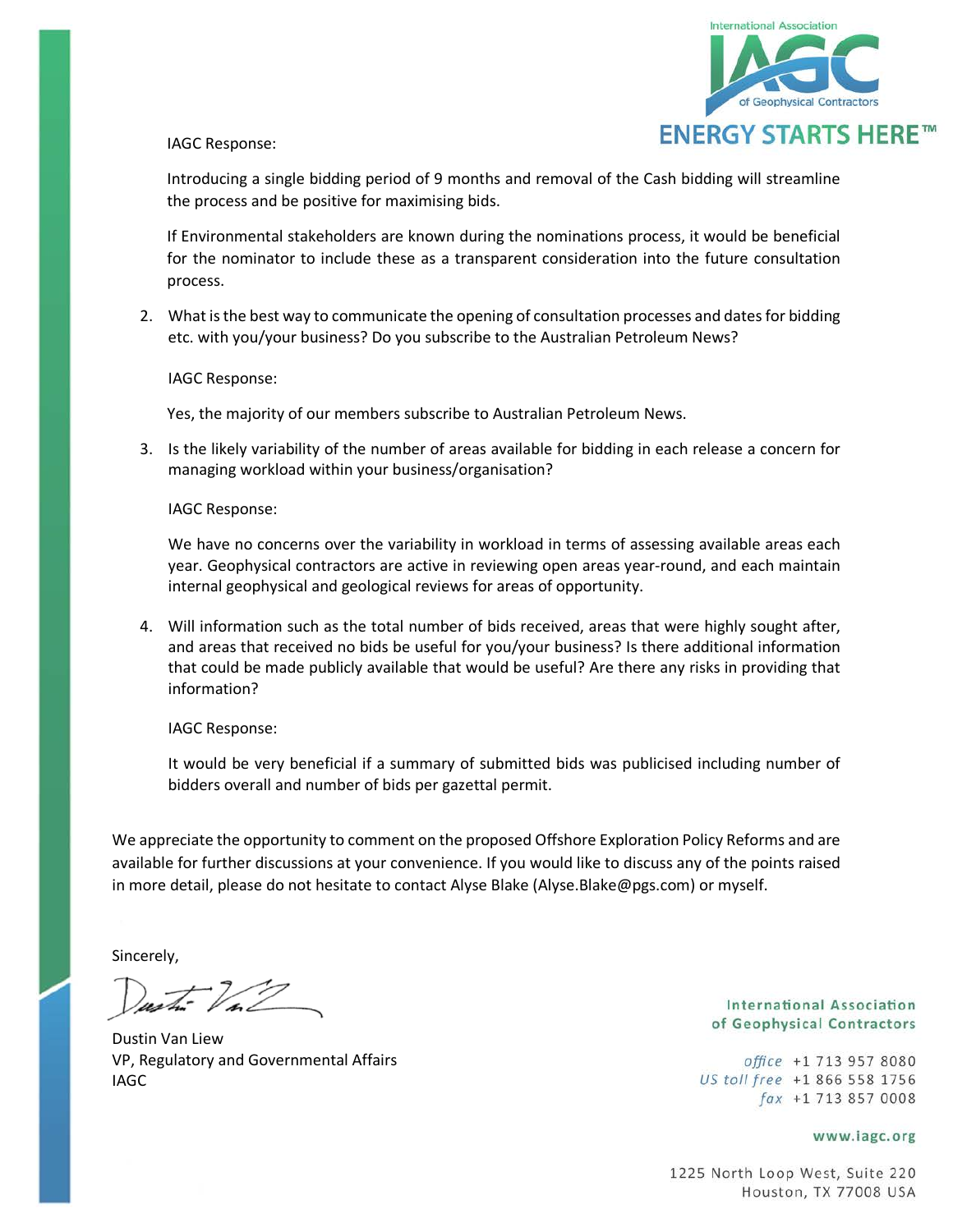IAGC Response:

Introducing a single bidding period of 9 months and removal of the Cash bidding will streamline the process and be positive for maximising bids.

If Environmental stakeholders are known during the nominations process, it would be beneficial for the nominator to include these as a transparent consideration into the future consultation process.

2. What is the best way to communicate the opening of consultation processes and dates for bidding etc. with you/your business? Do you subscribe to the Australian Petroleum News?

   IAGC Response:

   Yes, the majority of our members subscribe to Australian Petroleum News.

3. Is the likely variability of the number of areas available for bidding in each release a concern for managing workload within your business/organisation?

   IAGC Response:

   We have no concerns over the variability in workload in terms of assessing available areas each year. Geophysical contractors are active in reviewing open areas year-round, and each maintain internal geophysical and geological reviews for areas of opportunity.

4. Will information such as the total number of bids received, areas that were highly sought after, and areas that received no bids be useful for you/your business? Is there additional information that could be made publicly available that would be useful? Are there any risks in providing that information?

   IAGC Response:

   It would be very beneficial if a summary of submitted bids was publicised including number of bidders overall and number of bids per gazettal permit.

We appreciate the opportunity to comment on the proposed Offshore Exploration Policy Reforms and are available for further discussions at your convenience. If you would like to discuss any of the points raised in more detail, please do not hesitate to contact Alyse Blake (Alyse.Blake@pgs.com) or myself.

Sincerely,

Dustin Van Liew
VP, Regulatory and Governmental Affairs
IAGC

International Association of Geophysical Contractors

*office* +1 713 957 8080
*US toll free* +1 866 558 1756
*fax* +1 713 857 0008

www.iagc.org

1225 North Loop West, Suite 220
Houston, TX 77008 USA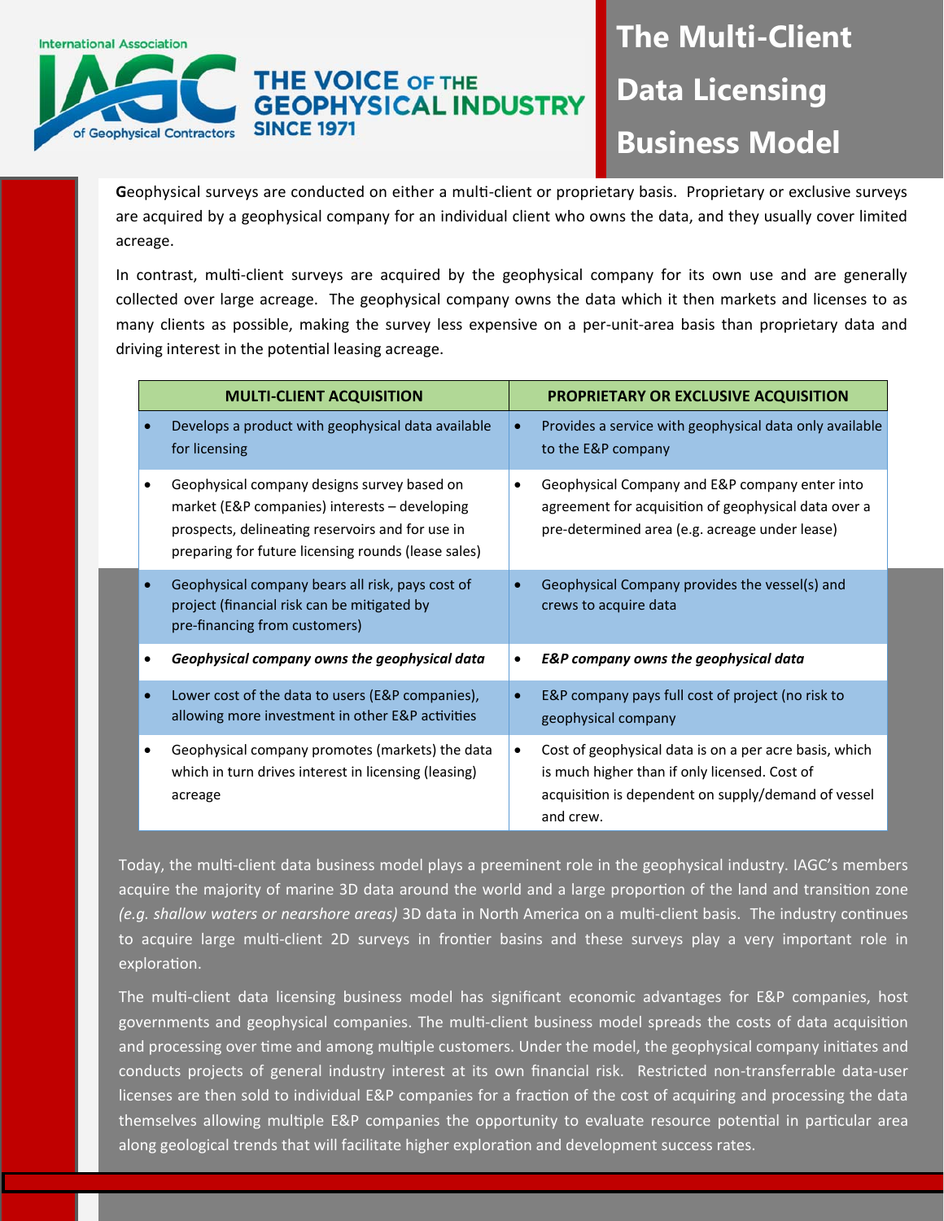# The Multi-Client Data Licensing Business Model

Geophysical surveys are conducted on either a multi-client or proprietary basis. Proprietary or exclusive surveys are acquired by a geophysical company for an individual client who owns the data, and they usually cover limited acreage.

In contrast, multi-client surveys are acquired by the geophysical company for its own use and are generally collected over large acreage. The geophysical company owns the data which it then markets and licenses to as many clients as possible, making the survey less expensive on a per-unit-area basis than proprietary data and driving interest in the potential leasing acreage.

| MULTI-CLIENT ACQUISITION | PROPRIETARY OR EXCLUSIVE ACQUISITION |
|---|---|
| • Develops a product with geophysical data available for licensing | • Provides a service with geophysical data only available to the E&P company |
| • Geophysical company designs survey based on market (E&P companies) interests – developing prospects, delineating reservoirs and for use in preparing for future licensing rounds (lease sales) | • Geophysical Company and E&P company enter into agreement for acquisition of geophysical data over a pre-determined area (e.g. acreage under lease) |
| • Geophysical company bears all risk, pays cost of project (financial risk can be mitigated by pre-financing from customers) | • Geophysical Company provides the vessel(s) and crews to acquire data |
| • ***Geophysical company owns the geophysical data*** | • ***E&P company owns the geophysical data*** |
| • Lower cost of the data to users (E&P companies), allowing more investment in other E&P activities | • E&P company pays full cost of project (no risk to geophysical company |
| • Geophysical company promotes (markets) the data which in turn drives interest in licensing (leasing) acreage | • Cost of geophysical data is on a per acre basis, which is much higher than if only licensed. Cost of acquisition is dependent on supply/demand of vessel and crew. |

Today, the multi-client data business model plays a preeminent role in the geophysical industry. IAGC's members acquire the majority of marine 3D data around the world and a large proportion of the land and transition zone *(e.g. shallow waters or nearshore areas)* 3D data in North America on a multi-client basis. The industry continues to acquire large multi-client 2D surveys in frontier basins and these surveys play a very important role in exploration.

The multi-client data licensing business model has significant economic advantages for E&P companies, host governments and geophysical companies. The multi-client business model spreads the costs of data acquisition and processing over time and among multiple customers. Under the model, the geophysical company initiates and conducts projects of general industry interest at its own financial risk. Restricted non-transferrable data-user licenses are then sold to individual E&P companies for a fraction of the cost of acquiring and processing the data themselves allowing multiple E&P companies the opportunity to evaluate resource potential in particular area along geological trends that will facilitate higher exploration and development success rates.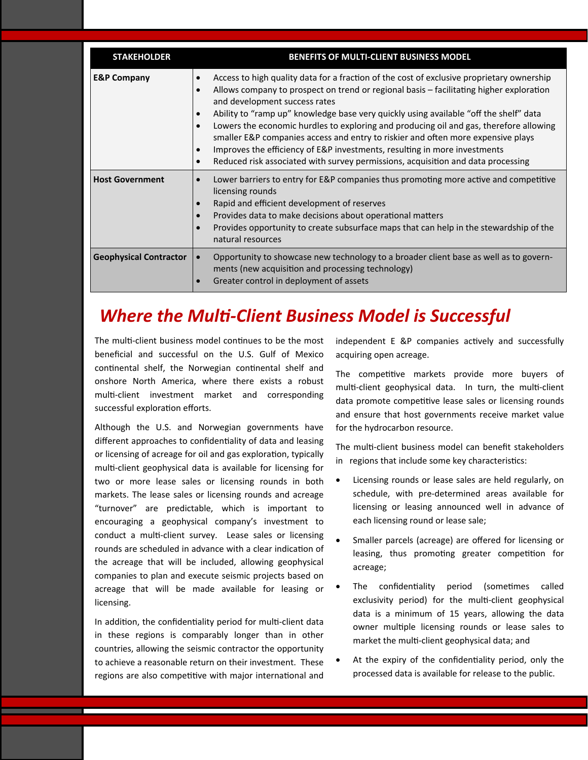| STAKEHOLDER | BENEFITS OF MULTI-CLIENT BUSINESS MODEL |
|---|---|
| **E&P Company** | • Access to high quality data for a fraction of the cost of exclusive proprietary ownership<br>• Allows company to prospect on trend or regional basis – facilitating higher exploration and development success rates<br>• Ability to "ramp up" knowledge base very quickly using available "off the shelf" data<br>• Lowers the economic hurdles to exploring and producing oil and gas, therefore allowing smaller E&P companies access and entry to riskier and often more expensive plays<br>• Improves the efficiency of E&P investments, resulting in more investments<br>• Reduced risk associated with survey permissions, acquisition and data processing |
| **Host Government** | • Lower barriers to entry for E&P companies thus promoting more active and competitive licensing rounds<br>• Rapid and efficient development of reserves<br>• Provides data to make decisions about operational matters<br>• Provides opportunity to create subsurface maps that can help in the stewardship of the natural resources |
| **Geophysical Contractor** | • Opportunity to showcase new technology to a broader client base as well as to governments (new acquisition and processing technology)<br>• Greater control in deployment of assets |

## *Where the Multi-Client Business Model is Successful*

The multi-client business model continues to be the most beneficial and successful on the U.S. Gulf of Mexico continental shelf, the Norwegian continental shelf and onshore North America, where there exists a robust multi-client investment market and corresponding successful exploration efforts.

Although the U.S. and Norwegian governments have different approaches to confidentiality of data and leasing or licensing of acreage for oil and gas exploration, typically multi-client geophysical data is available for licensing for two or more lease sales or licensing rounds in both markets. The lease sales or licensing rounds and acreage "turnover" are predictable, which is important to encouraging a geophysical company's investment to conduct a multi-client survey. Lease sales or licensing rounds are scheduled in advance with a clear indication of the acreage that will be included, allowing geophysical companies to plan and execute seismic projects based on acreage that will be made available for leasing or licensing.

In addition, the confidentiality period for multi-client data in these regions is comparably longer than in other countries, allowing the seismic contractor the opportunity to achieve a reasonable return on their investment. These regions are also competitive with major international and independent E &P companies actively and successfully acquiring open acreage.

The competitive markets provide more buyers of multi-client geophysical data. In turn, the multi-client data promote competitive lease sales or licensing rounds and ensure that host governments receive market value for the hydrocarbon resource.

The multi-client business model can benefit stakeholders in regions that include some key characteristics:

- Licensing rounds or lease sales are held regularly, on schedule, with pre-determined areas available for licensing or leasing announced well in advance of each licensing round or lease sale;
- Smaller parcels (acreage) are offered for licensing or leasing, thus promoting greater competition for acreage;
- The confidentiality period (sometimes called exclusivity period) for the multi-client geophysical data is a minimum of 15 years, allowing the data owner multiple licensing rounds or lease sales to market the multi-client geophysical data; and
- At the expiry of the confidentiality period, only the processed data is available for release to the public.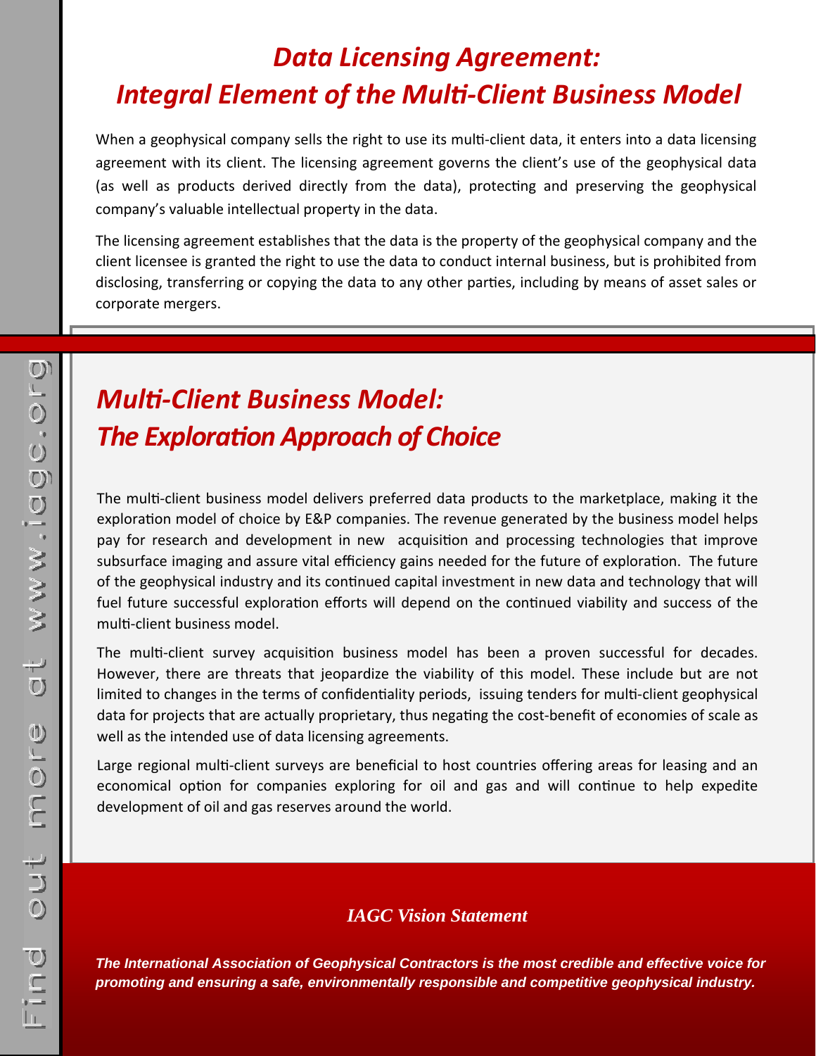# *Data Licensing Agreement: Integral Element of the Multi-Client Business Model*

When a geophysical company sells the right to use its multi-client data, it enters into a data licensing agreement with its client. The licensing agreement governs the client's use of the geophysical data (as well as products derived directly from the data), protecting and preserving the geophysical company's valuable intellectual property in the data.

The licensing agreement establishes that the data is the property of the geophysical company and the client licensee is granted the right to use the data to conduct internal business, but is prohibited from disclosing, transferring or copying the data to any other parties, including by means of asset sales or corporate mergers.

## *Multi-Client Business Model: The Exploration Approach of Choice*

The multi-client business model delivers preferred data products to the marketplace, making it the exploration model of choice by E&P companies. The revenue generated by the business model helps pay for research and development in new acquisition and processing technologies that improve subsurface imaging and assure vital efficiency gains needed for the future of exploration. The future of the geophysical industry and its continued capital investment in new data and technology that will fuel future successful exploration efforts will depend on the continued viability and success of the multi-client business model.

The multi-client survey acquisition business model has been a proven successful for decades. However, there are threats that jeopardize the viability of this model. These include but are not limited to changes in the terms of confidentiality periods, issuing tenders for multi-client geophysical data for projects that are actually proprietary, thus negating the cost-benefit of economies of scale as well as the intended use of data licensing agreements.

Large regional multi-client surveys are beneficial to host countries offering areas for leasing and an economical option for companies exploring for oil and gas and will continue to help expedite development of oil and gas reserves around the world.

### *IAGC Vision Statement*

***The International Association of Geophysical Contractors is the most credible and effective voice for promoting and ensuring a safe, environmentally responsible and competitive geophysical industry.***

Find out more at www.iagc.org